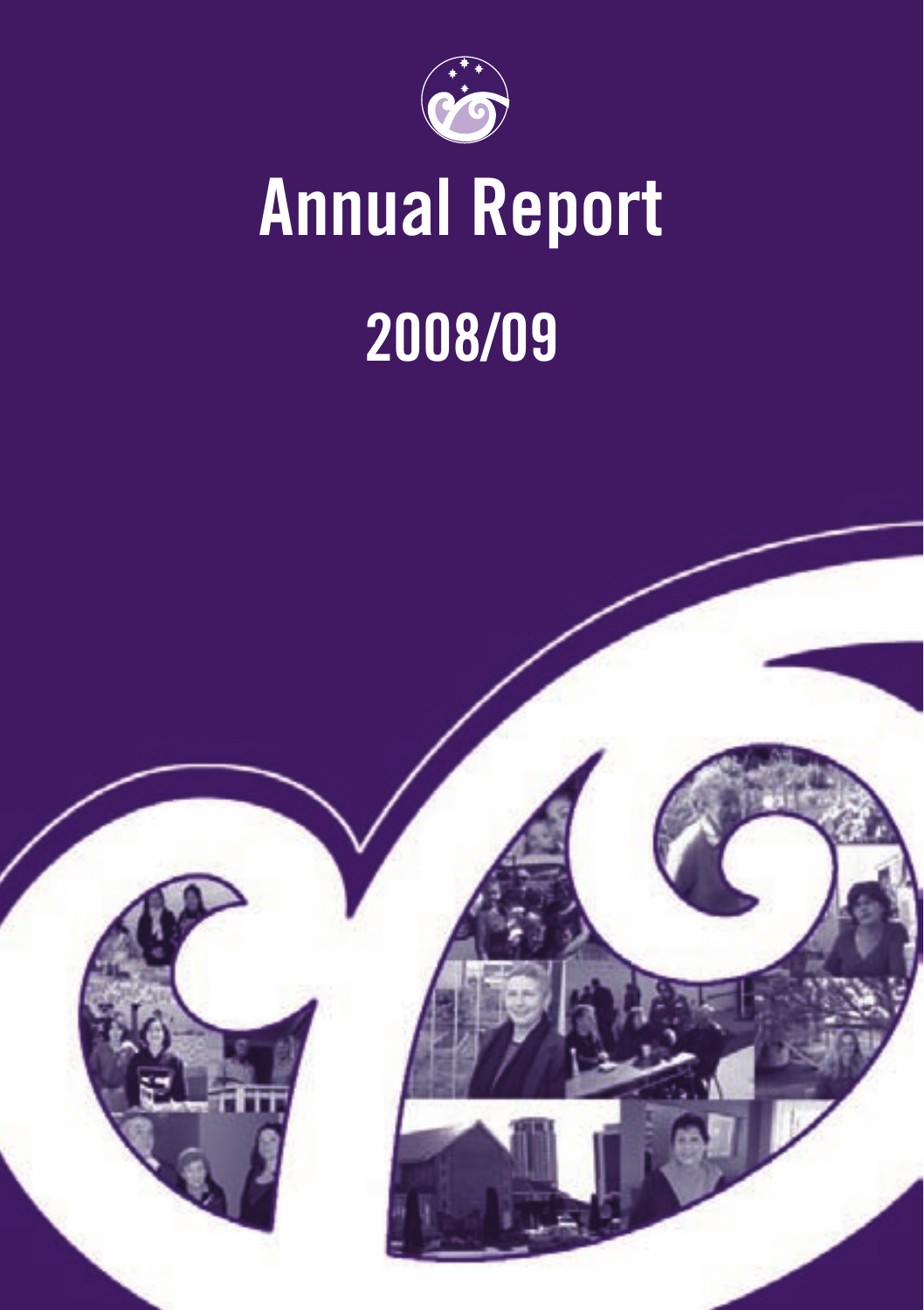# Annual Report

# 2008/09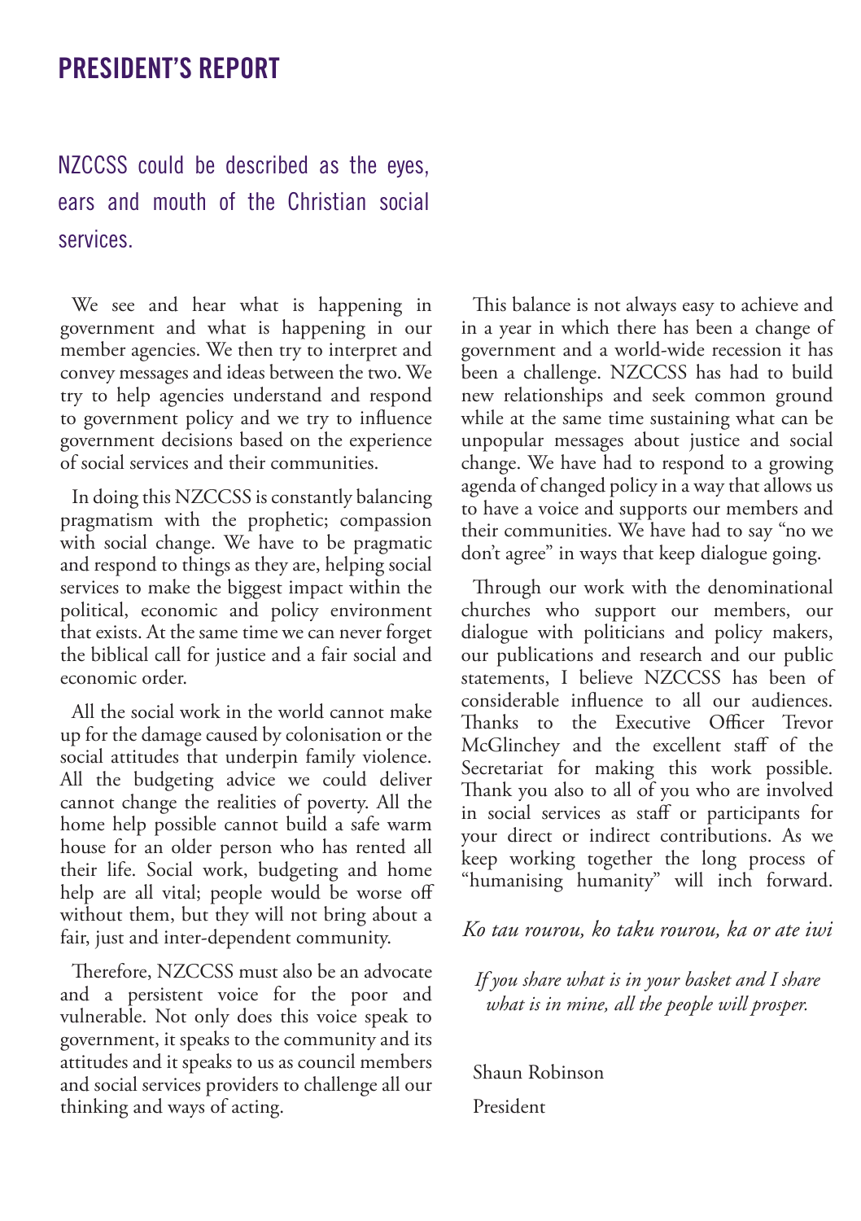# PRESIDENT'S REPORT

NZCCSS could be described as the eyes, ears and mouth of the Christian social services.

We see and hear what is happening in government and what is happening in our member agencies. We then try to interpret and convey messages and ideas between the two. We try to help agencies understand and respond to government policy and we try to influence government decisions based on the experience of social services and their communities.

In doing this NZCCSS is constantly balancing pragmatism with the prophetic; compassion with social change. We have to be pragmatic and respond to things as they are, helping social services to make the biggest impact within the political, economic and policy environment that exists. At the same time we can never forget the biblical call for justice and a fair social and economic order.

All the social work in the world cannot make up for the damage caused by colonisation or the social attitudes that underpin family violence. All the budgeting advice we could deliver cannot change the realities of poverty. All the home help possible cannot build a safe warm house for an older person who has rented all their life. Social work, budgeting and home help are all vital; people would be worse off without them, but they will not bring about a fair, just and inter-dependent community.

Therefore, NZCCSS must also be an advocate and a persistent voice for the poor and vulnerable. Not only does this voice speak to government, it speaks to the community and its attitudes and it speaks to us as council members and social services providers to challenge all our thinking and ways of acting.

This balance is not always easy to achieve and in a year in which there has been a change of government and a world-wide recession it has been a challenge. NZCCSS has had to build new relationships and seek common ground while at the same time sustaining what can be unpopular messages about justice and social change. We have had to respond to a growing agenda of changed policy in a way that allows us to have a voice and supports our members and their communities. We have had to say "no we don't agree" in ways that keep dialogue going.

Through our work with the denominational churches who support our members, our dialogue with politicians and policy makers, our publications and research and our public statements, I believe NZCCSS has been of considerable influence to all our audiences. Thanks to the Executive Officer Trevor McGlinchey and the excellent staff of the Secretariat for making this work possible. Thank you also to all of you who are involved in social services as staff or participants for your direct or indirect contributions. As we keep working together the long process of "humanising humanity" will inch forward.

*Ko tau rourou, ko taku rourou, ka or ate iwi*

*If you share what is in your basket and I share what is in mine, all the people will prosper.*

Shaun Robinson

President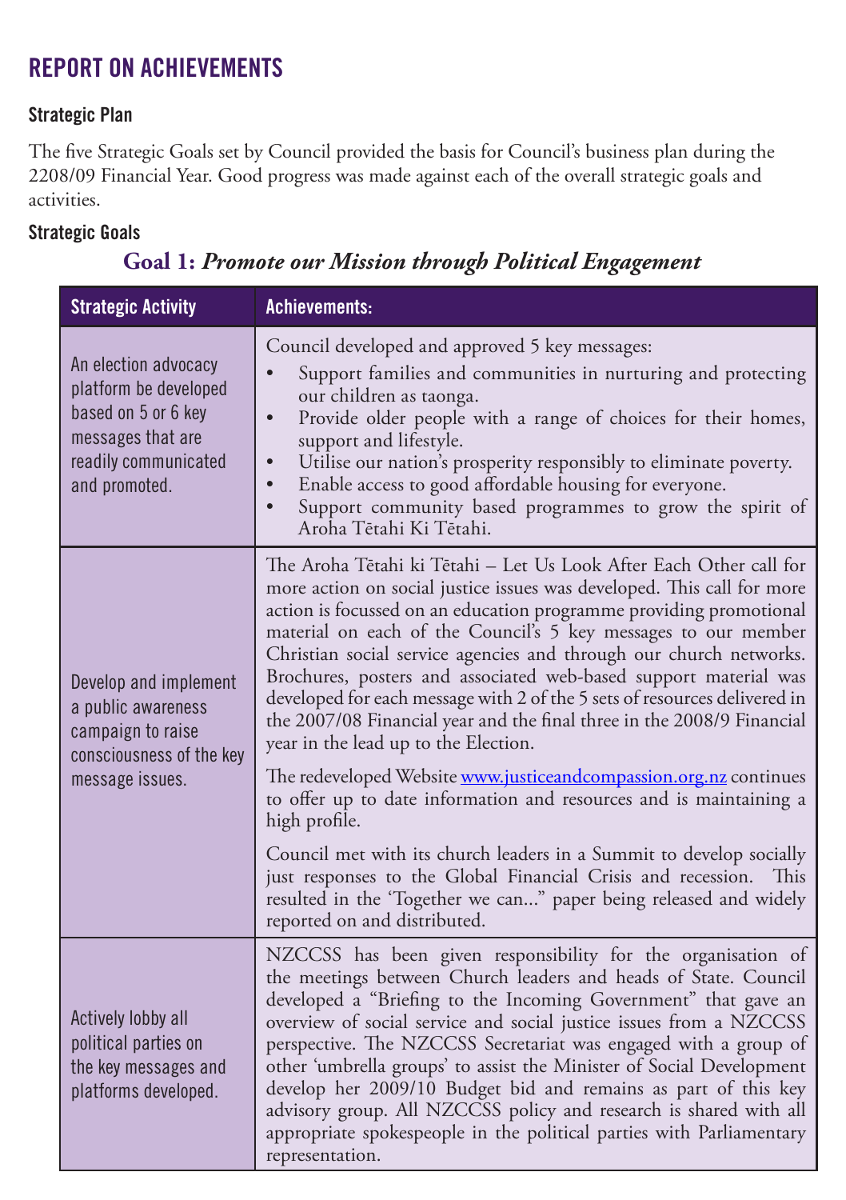# REPORT ON ACHIEVEMENTS

## Strategic Plan

The five Strategic Goals set by Council provided the basis for Council's business plan during the 2208/09 Financial Year. Good progress was made against each of the overall strategic goals and activities.

## Strategic Goals

### Goal 1: *Promote our Mission through Political Engagement*

| Strategic Activity | Achievements: |
|---|---|
| An election advocacy platform be developed based on 5 or 6 key messages that are readily communicated and promoted. | Council developed and approved 5 key messages:<br>• Support families and communities in nurturing and protecting our children as taonga.<br>• Provide older people with a range of choices for their homes, support and lifestyle.<br>• Utilise our nation's prosperity responsibly to eliminate poverty.<br>• Enable access to good affordable housing for everyone.<br>• Support community based programmes to grow the spirit of Aroha Tētahi Ki Tētahi. |
| Develop and implement a public awareness campaign to raise consciousness of the key message issues. | The Aroha Tētahi ki Tētahi – Let Us Look After Each Other call for more action on social justice issues was developed. This call for more action is focussed on an education programme providing promotional material on each of the Council's 5 key messages to our member Christian social service agencies and through our church networks. Brochures, posters and associated web-based support material was developed for each message with 2 of the 5 sets of resources delivered in the 2007/08 Financial year and the final three in the 2008/9 Financial year in the lead up to the Election.<br><br>The redeveloped Website www.justiceandcompassion.org.nz continues to offer up to date information and resources and is maintaining a high profile.<br><br>Council met with its church leaders in a Summit to develop socially just responses to the Global Financial Crisis and recession. This resulted in the 'Together we can…" paper being released and widely reported on and distributed. |
| Actively lobby all political parties on the key messages and platforms developed. | NZCCSS has been given responsibility for the organisation of the meetings between Church leaders and heads of State. Council developed a "Briefing to the Incoming Government" that gave an overview of social service and social justice issues from a NZCCSS perspective. The NZCCSS Secretariat was engaged with a group of other 'umbrella groups' to assist the Minister of Social Development develop her 2009/10 Budget bid and remains as part of this key advisory group. All NZCCSS policy and research is shared with all appropriate spokespeople in the political parties with Parliamentary representation. |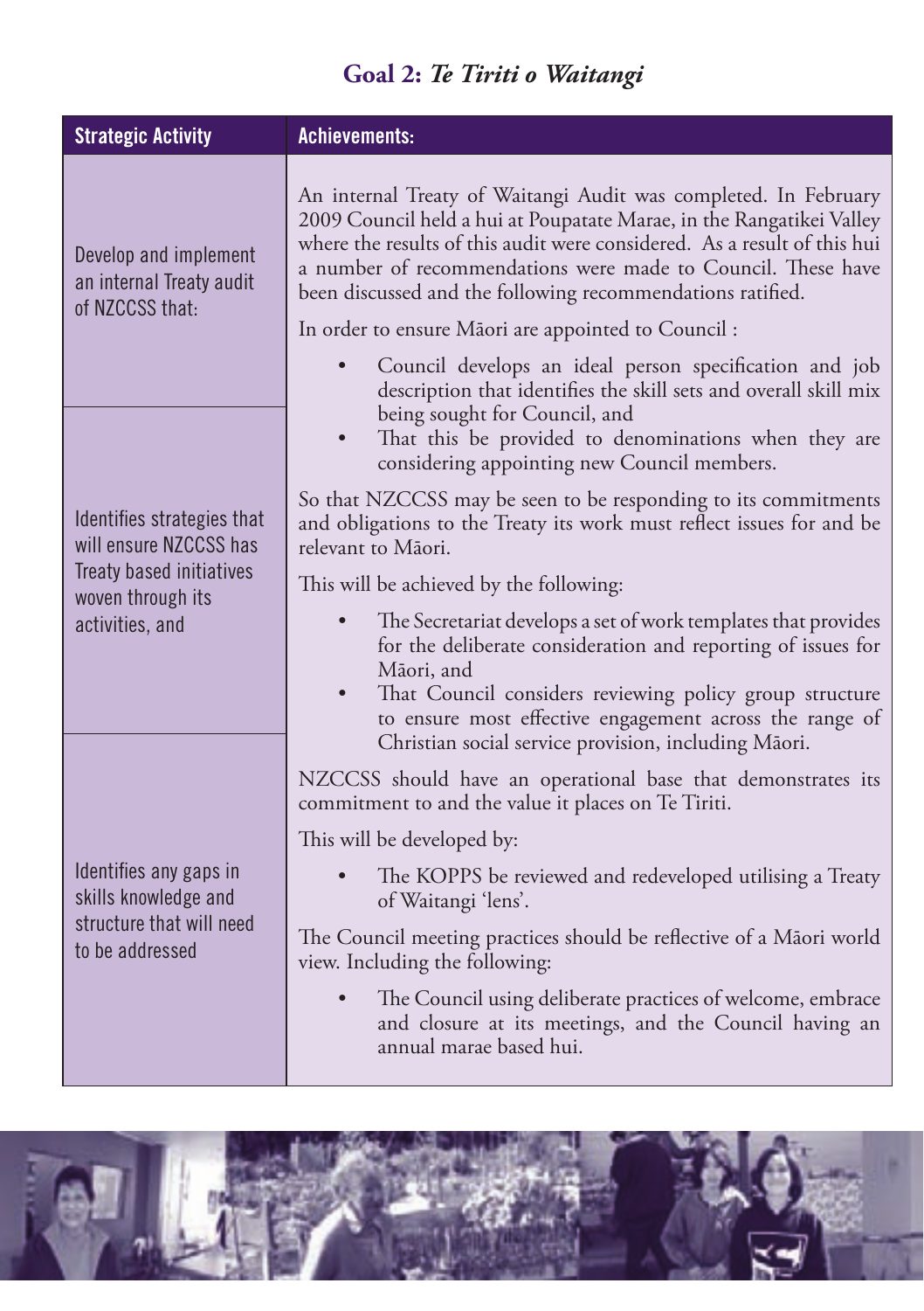# Goal 2: *Te Tiriti o Waitangi*

| Strategic Activity | Achievements: |
| --- | --- |
| Develop and implement an internal Treaty audit of NZCCSS that:<br><br>Identifies strategies that will ensure NZCCSS has Treaty based initiatives woven through its activities, and<br><br>Identifies any gaps in skills knowledge and structure that will need to be addressed | An internal Treaty of Waitangi Audit was completed. In February 2009 Council held a hui at Poupatate Marae, in the Rangatikei Valley where the results of this audit were considered. As a result of this hui a number of recommendations were made to Council. These have been discussed and the following recommendations ratified.<br><br>In order to ensure Māori are appointed to Council :<br><br>• Council develops an ideal person specification and job description that identifies the skill sets and overall skill mix being sought for Council, and<br>• That this be provided to denominations when they are considering appointing new Council members.<br><br>So that NZCCSS may be seen to be responding to its commitments and obligations to the Treaty its work must reflect issues for and be relevant to Māori.<br><br>This will be achieved by the following:<br><br>• The Secretariat develops a set of work templates that provides for the deliberate consideration and reporting of issues for Māori, and<br>• That Council considers reviewing policy group structure to ensure most effective engagement across the range of Christian social service provision, including Māori.<br><br>NZCCSS should have an operational base that demonstrates its commitment to and the value it places on Te Tiriti.<br><br>This will be developed by:<br><br>• The KOPPS be reviewed and redeveloped utilising a Treaty of Waitangi 'lens'.<br><br>The Council meeting practices should be reflective of a Māori world view. Including the following:<br><br>• The Council using deliberate practices of welcome, embrace and closure at its meetings, and the Council having an annual marae based hui. |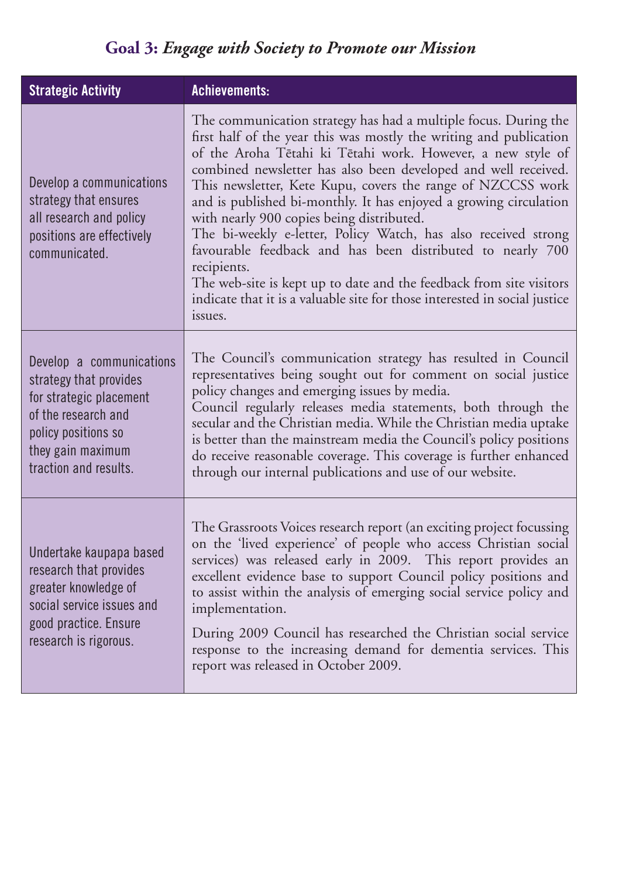## **Goal 3:** *Engage with Society to Promote our Mission*

| Strategic Activity | Achievements: |
|---|---|
| Develop a communications strategy that ensures all research and policy positions are effectively communicated. | The communication strategy has had a multiple focus. During the first half of the year this was mostly the writing and publication of the Aroha Tētahi ki Tētahi work. However, a new style of combined newsletter has also been developed and well received. This newsletter, Kete Kupu, covers the range of NZCCSS work and is published bi-monthly. It has enjoyed a growing circulation with nearly 900 copies being distributed.<br>The bi-weekly e-letter, Policy Watch, has also received strong favourable feedback and has been distributed to nearly 700 recipients.<br>The web-site is kept up to date and the feedback from site visitors indicate that it is a valuable site for those interested in social justice issues. |
| Develop a communications strategy that provides for strategic placement of the research and policy positions so they gain maximum traction and results. | The Council's communication strategy has resulted in Council representatives being sought out for comment on social justice policy changes and emerging issues by media.<br>Council regularly releases media statements, both through the secular and the Christian media. While the Christian media uptake is better than the mainstream media the Council's policy positions do receive reasonable coverage. This coverage is further enhanced through our internal publications and use of our website. |
| Undertake kaupapa based research that provides greater knowledge of social service issues and good practice. Ensure research is rigorous. | The Grassroots Voices research report (an exciting project focussing on the 'lived experience' of people who access Christian social services) was released early in 2009. This report provides an excellent evidence base to support Council policy positions and to assist within the analysis of emerging social service policy and implementation.<br>During 2009 Council has researched the Christian social service response to the increasing demand for dementia services. This report was released in October 2009. |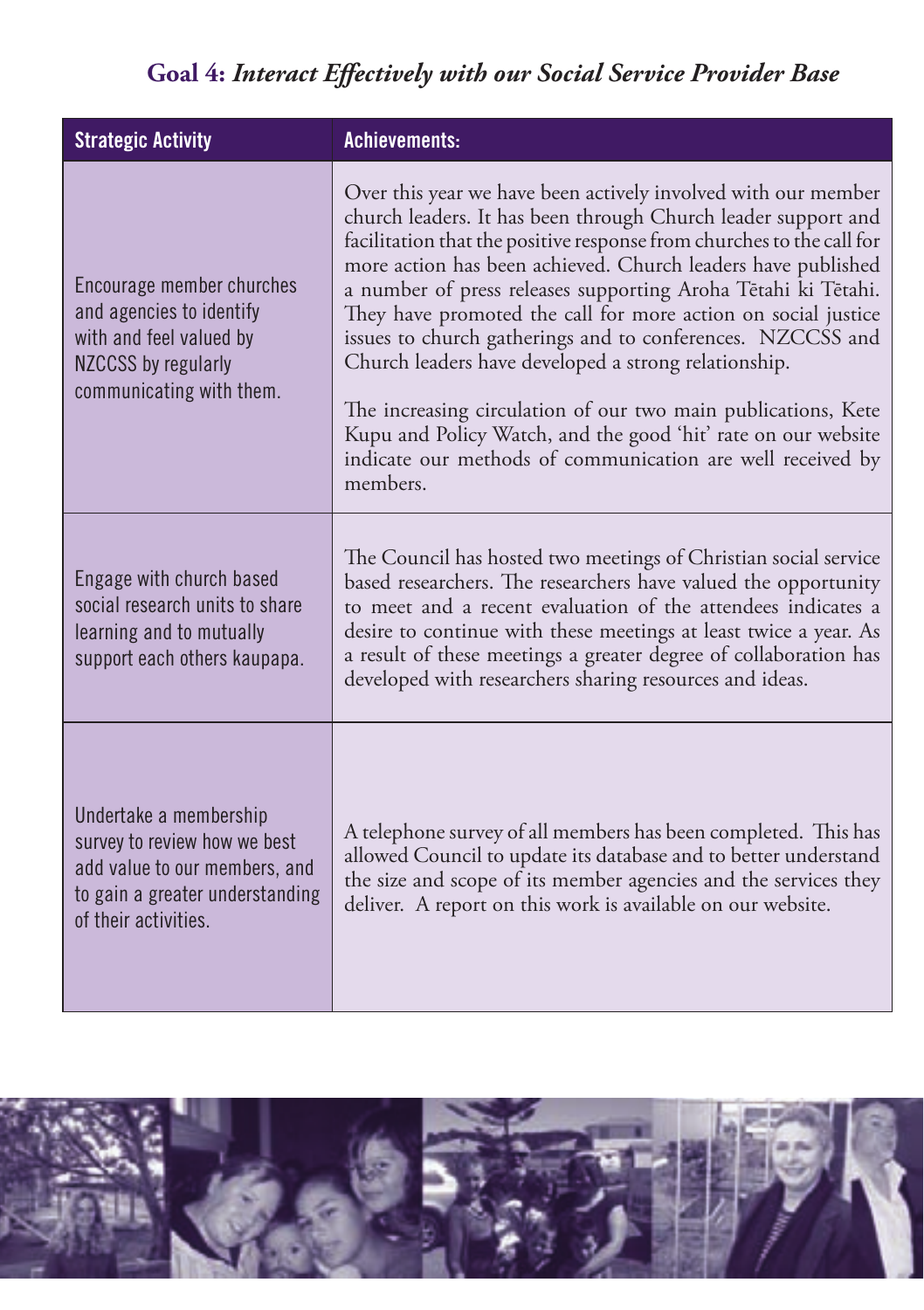## **Goal 4:** ***Interact Effectively with our Social Service Provider Base***

| Strategic Activity | Achievements: |
| --- | --- |
| Encourage member churches and agencies to identify with and feel valued by NZCCSS by regularly communicating with them. | Over this year we have been actively involved with our member church leaders. It has been through Church leader support and facilitation that the positive response from churches to the call for more action has been achieved. Church leaders have published a number of press releases supporting Aroha Tētahi ki Tētahi. They have promoted the call for more action on social justice issues to church gatherings and to conferences. NZCCSS and Church leaders have developed a strong relationship.<br><br>The increasing circulation of our two main publications, Kete Kupu and Policy Watch, and the good 'hit' rate on our website indicate our methods of communication are well received by members. |
| Engage with church based social research units to share learning and to mutually support each others kaupapa. | The Council has hosted two meetings of Christian social service based researchers. The researchers have valued the opportunity to meet and a recent evaluation of the attendees indicates a desire to continue with these meetings at least twice a year. As a result of these meetings a greater degree of collaboration has developed with researchers sharing resources and ideas. |
| Undertake a membership survey to review how we best add value to our members, and to gain a greater understanding of their activities. | A telephone survey of all members has been completed. This has allowed Council to update its database and to better understand the size and scope of its member agencies and the services they deliver. A report on this work is available on our website. |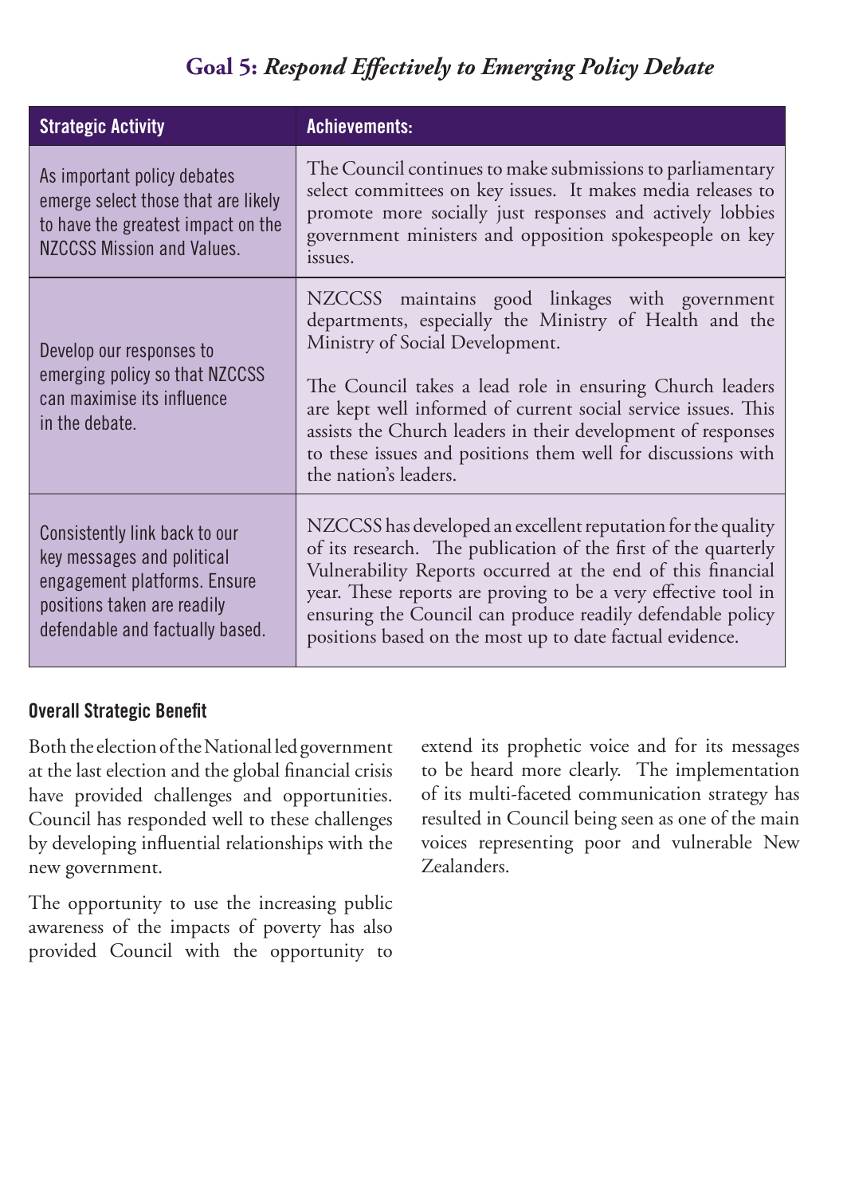## Goal 5: *Respond Effectively to Emerging Policy Debate*

| Strategic Activity | Achievements: |
|---|---|
| As important policy debates emerge select those that are likely to have the greatest impact on the NZCCSS Mission and Values. | The Council continues to make submissions to parliamentary select committees on key issues. It makes media releases to promote more socially just responses and actively lobbies government ministers and opposition spokespeople on key issues. |
| Develop our responses to emerging policy so that NZCCSS can maximise its influence in the debate. | NZCCSS maintains good linkages with government departments, especially the Ministry of Health and the Ministry of Social Development.<br><br>The Council takes a lead role in ensuring Church leaders are kept well informed of current social service issues. This assists the Church leaders in their development of responses to these issues and positions them well for discussions with the nation's leaders. |
| Consistently link back to our key messages and political engagement platforms. Ensure positions taken are readily defendable and factually based. | NZCCSS has developed an excellent reputation for the quality of its research. The publication of the first of the quarterly Vulnerability Reports occurred at the end of this financial year. These reports are proving to be a very effective tool in ensuring the Council can produce readily defendable policy positions based on the most up to date factual evidence. |

### Overall Strategic Benefit

Both the election of the National led government at the last election and the global financial crisis have provided challenges and opportunities. Council has responded well to these challenges by developing influential relationships with the new government.

The opportunity to use the increasing public awareness of the impacts of poverty has also provided Council with the opportunity to extend its prophetic voice and for its messages to be heard more clearly. The implementation of its multi-faceted communication strategy has resulted in Council being seen as one of the main voices representing poor and vulnerable New Zealanders.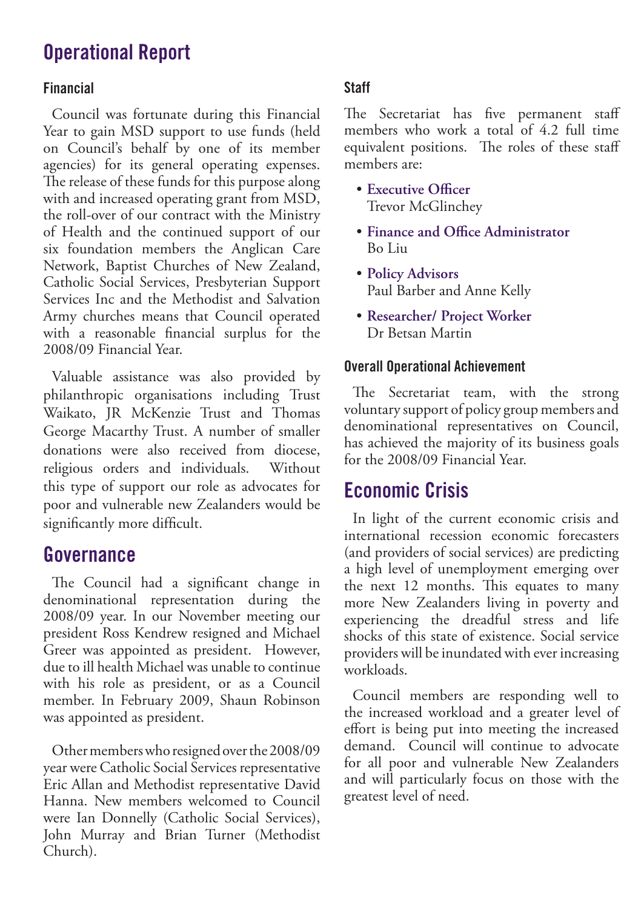# Operational Report

### Financial

Council was fortunate during this Financial Year to gain MSD support to use funds (held on Council's behalf by one of its member agencies) for its general operating expenses. The release of these funds for this purpose along with and increased operating grant from MSD, the roll-over of our contract with the Ministry of Health and the continued support of our six foundation members the Anglican Care Network, Baptist Churches of New Zealand, Catholic Social Services, Presbyterian Support Services Inc and the Methodist and Salvation Army churches means that Council operated with a reasonable financial surplus for the 2008/09 Financial Year.

Valuable assistance was also provided by philanthropic organisations including Trust Waikato, JR McKenzie Trust and Thomas George Macarthy Trust. A number of smaller donations were also received from diocese, religious orders and individuals. Without this type of support our role as advocates for poor and vulnerable new Zealanders would be significantly more difficult.

## Governance

The Council had a significant change in denominational representation during the 2008/09 year. In our November meeting our president Ross Kendrew resigned and Michael Greer was appointed as president. However, due to ill health Michael was unable to continue with his role as president, or as a Council member. In February 2009, Shaun Robinson was appointed as president.

Other members who resigned over the 2008/09 year were Catholic Social Services representative Eric Allan and Methodist representative David Hanna. New members welcomed to Council were Ian Donnelly (Catholic Social Services), John Murray and Brian Turner (Methodist Church).

### Staff

The Secretariat has five permanent staff members who work a total of 4.2 full time equivalent positions. The roles of these staff members are:

- **Executive Officer**
  Trevor McGlinchey
- **Finance and Office Administrator**
  Bo Liu
- **Policy Advisors**
  Paul Barber and Anne Kelly
- **Researcher/ Project Worker**
  Dr Betsan Martin

### Overall Operational Achievement

The Secretariat team, with the strong voluntary support of policy group members and denominational representatives on Council, has achieved the majority of its business goals for the 2008/09 Financial Year.

## Economic Crisis

In light of the current economic crisis and international recession economic forecasters (and providers of social services) are predicting a high level of unemployment emerging over the next 12 months. This equates to many more New Zealanders living in poverty and experiencing the dreadful stress and life shocks of this state of existence. Social service providers will be inundated with ever increasing workloads.

Council members are responding well to the increased workload and a greater level of effort is being put into meeting the increased demand. Council will continue to advocate for all poor and vulnerable New Zealanders and will particularly focus on those with the greatest level of need.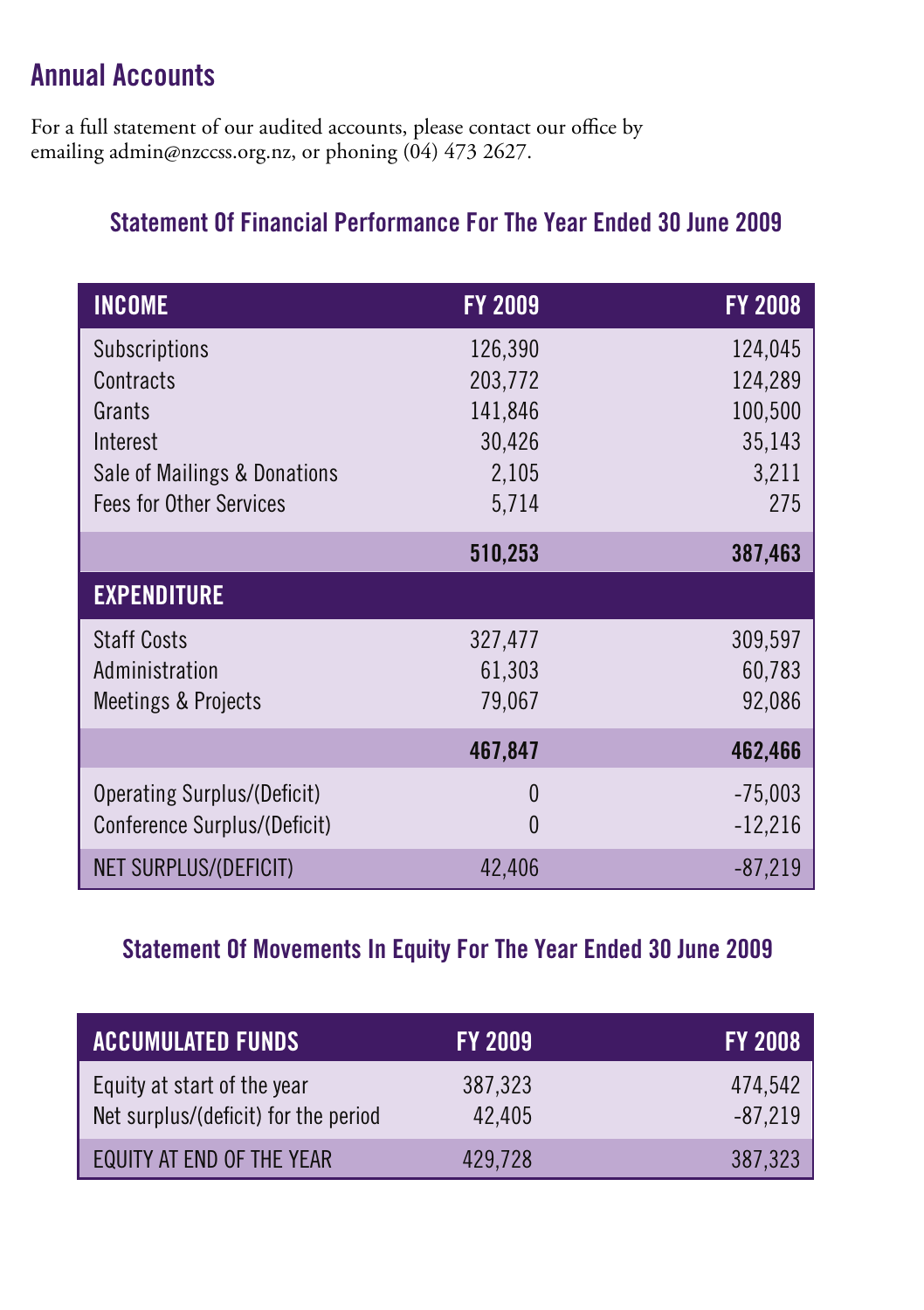# Annual Accounts

For a full statement of our audited accounts, please contact our office by emailing admin@nzccss.org.nz, or phoning (04) 473 2627.

## Statement Of Financial Performance For The Year Ended 30 June 2009

| INCOME | FY 2009 | FY 2008 |
|---|---|---|
| Subscriptions | 126,390 | 124,045 |
| Contracts | 203,772 | 124,289 |
| Grants | 141,846 | 100,500 |
| Interest | 30,426 | 35,143 |
| Sale of Mailings & Donations | 2,105 | 3,211 |
| Fees for Other Services | 5,714 | 275 |
| | **510,253** | **387,463** |
| **EXPENDITURE** | | |
| Staff Costs | 327,477 | 309,597 |
| Administration | 61,303 | 60,783 |
| Meetings & Projects | 79,067 | 92,086 |
| | **467,847** | **462,466** |
| Operating Surplus/(Deficit) | 0 | -75,003 |
| Conference Surplus/(Deficit) | 0 | -12,216 |
| NET SURPLUS/(DEFICIT) | 42,406 | -87,219 |

## Statement Of Movements In Equity For The Year Ended 30 June 2009

| ACCUMULATED FUNDS | FY 2009 | FY 2008 |
|---|---|---|
| Equity at start of the year | 387,323 | 474,542 |
| Net surplus/(deficit) for the period | 42,405 | -87,219 |
| EQUITY AT END OF THE YEAR | 429,728 | 387,323 |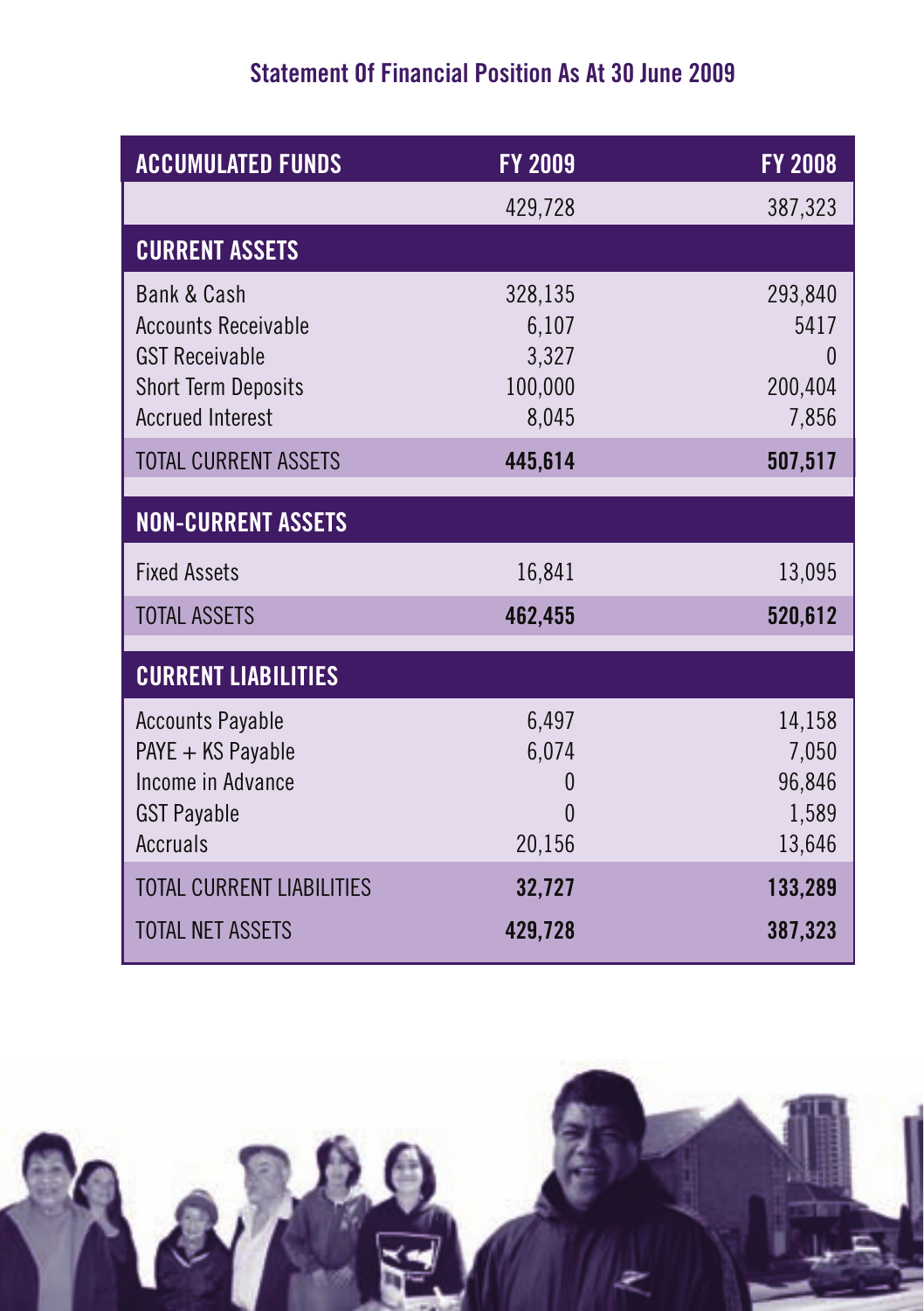## Statement Of Financial Position As At 30 June 2009

| ACCUMULATED FUNDS | FY 2009 | FY 2008 |
|---|---|---|
| | 429,728 | 387,323 |
| **CURRENT ASSETS** | | |
| Bank & Cash | 328,135 | 293,840 |
| Accounts Receivable | 6,107 | 5417 |
| GST Receivable | 3,327 | 0 |
| Short Term Deposits | 100,000 | 200,404 |
| Accrued Interest | 8,045 | 7,856 |
| TOTAL CURRENT ASSETS | **445,614** | **507,517** |
| **NON-CURRENT ASSETS** | | |
| Fixed Assets | 16,841 | 13,095 |
| TOTAL ASSETS | **462,455** | **520,612** |
| **CURRENT LIABILITIES** | | |
| Accounts Payable | 6,497 | 14,158 |
| PAYE + KS Payable | 6,074 | 7,050 |
| Income in Advance | 0 | 96,846 |
| GST Payable | 0 | 1,589 |
| Accruals | 20,156 | 13,646 |
| TOTAL CURRENT LIABILITIES | **32,727** | **133,289** |
| TOTAL NET ASSETS | **429,728** | **387,323** |